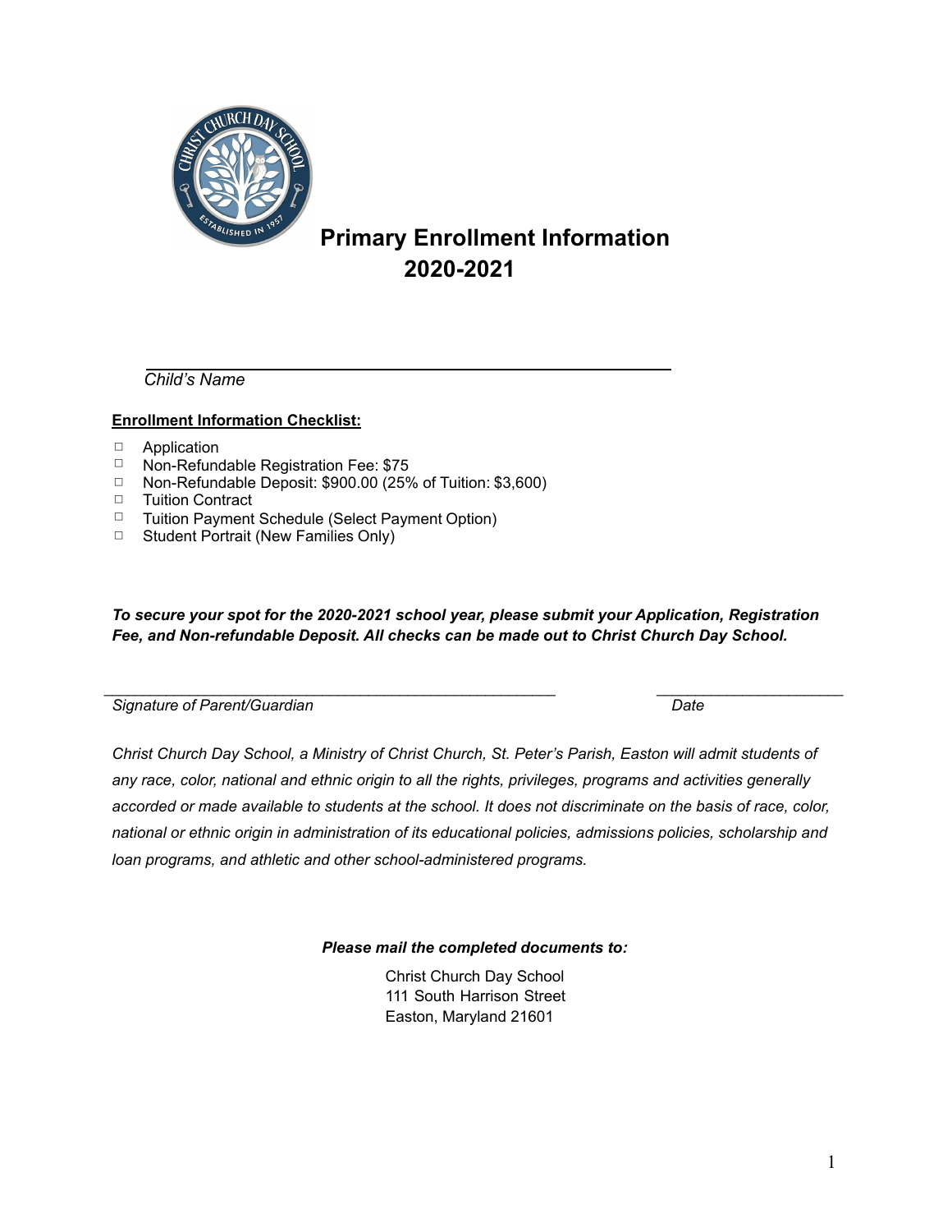# Primary Enrollment Information 2020-2021

\_\_\_\_\_\_\_\_\_\_\_\_\_\_\_\_\_\_\_\_\_\_\_\_\_\_\_\_\_\_\_\_\_\_\_\_\_\_\_\_\_\_\_\_\_\_\_\_

*Child's Name*

**Enrollment Information Checklist:**

- ☐ Application
- ☐ Non-Refundable Registration Fee: $75
- ☐ Non-Refundable Deposit: $900.00 (25% of Tuition: $3,600)
- ☐ Tuition Contract
- ☐ Tuition Payment Schedule (Select Payment Option)
- ☐ Student Portrait (New Families Only)

***To secure your spot for the 2020-2021 school year, please submit your Application, Registration Fee, and Non-refundable Deposit. All checks can be made out to Christ Church Day School.***

\_\_\_\_\_\_\_\_\_\_\_\_\_\_\_\_\_\_\_\_\_\_\_\_\_\_\_\_\_\_\_\_\_\_\_\_\_\_\_\_\_\_\_\_\_\_ \_\_\_\_\_\_\_\_\_\_\_\_\_\_\_\_\_\_\_\_

*Signature of Parent/Guardian* *Date*

*Christ Church Day School, a Ministry of Christ Church, St. Peter's Parish, Easton will admit students of any race, color, national and ethnic origin to all the rights, privileges, programs and activities generally accorded or made available to students at the school. It does not discriminate on the basis of race, color, national or ethnic origin in administration of its educational policies, admissions policies, scholarship and loan programs, and athletic and other school-administered programs.*

***Please mail the completed documents to:***

Christ Church Day School
111 South Harrison Street
Easton, Maryland 21601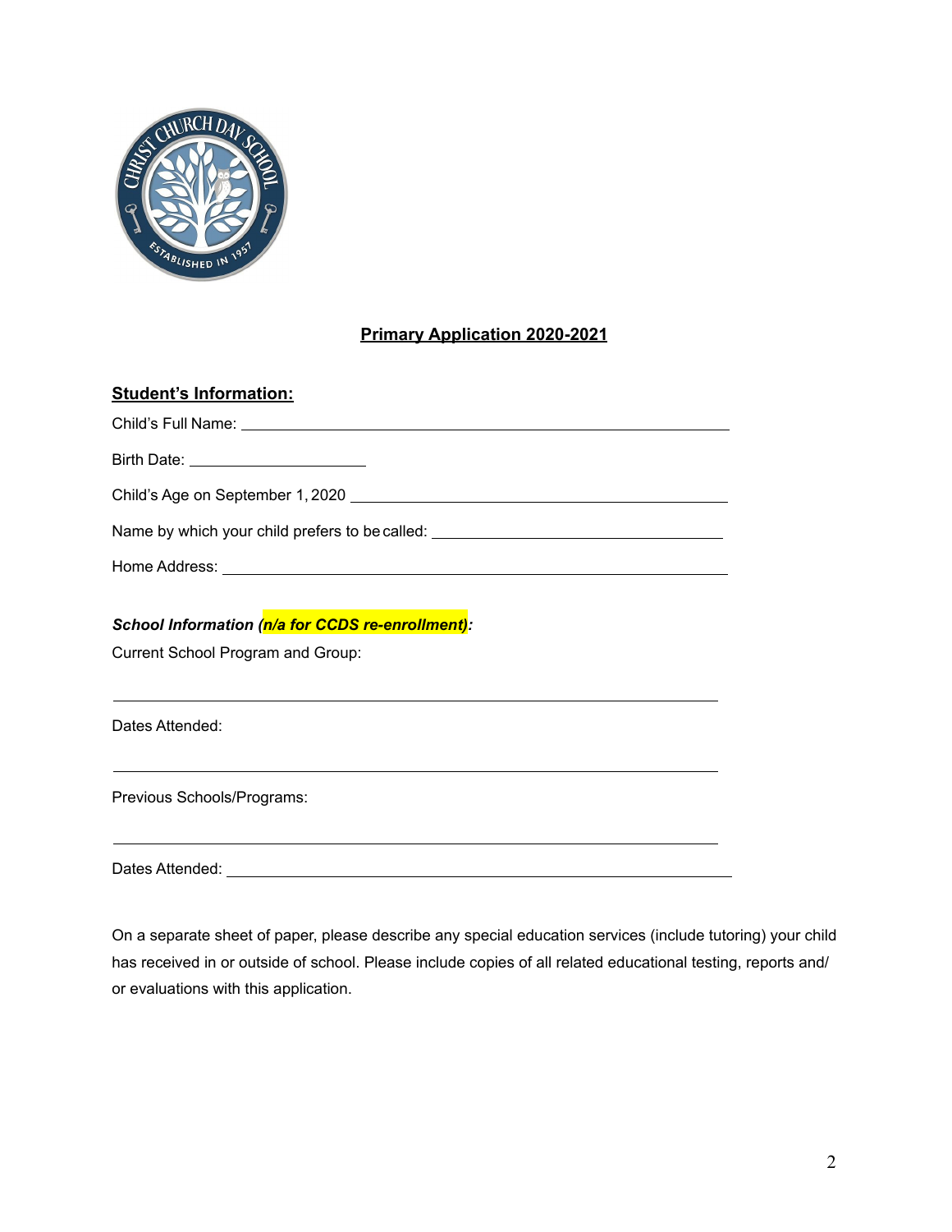# Primary Application 2020-2021

## Student's Information:

Child's Full Name: ______________________________________________

Birth Date: ____________________

Child's Age on September 1, 2020 ______________________________________

Name by which your child prefers to be called: ____________________________

Home Address: __________________________________________________

***School Information (n/a for CCDS re-enrollment):***

Current School Program and Group:

______________________________________________________________

Dates Attended:

______________________________________________________________

Previous Schools/Programs:

______________________________________________________________

Dates Attended: _________________________________________________

On a separate sheet of paper, please describe any special education services (include tutoring) your child has received in or outside of school. Please include copies of all related educational testing, reports and/or evaluations with this application.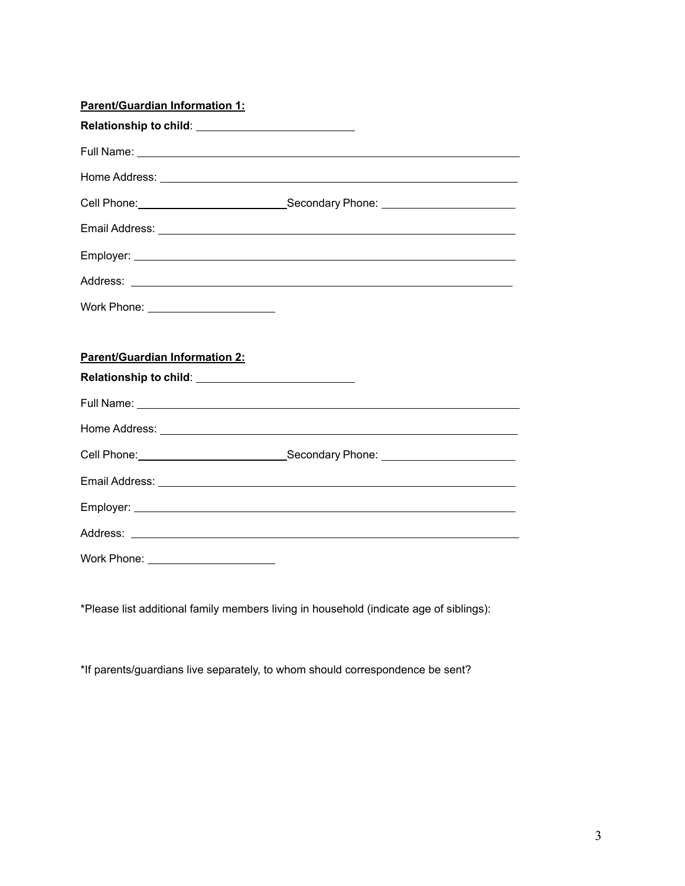**Parent/Guardian Information 1:**

**Relationship to child**: ___________________________

Full Name: ___________________________________________________________

Home Address: ________________________________________________________

Cell Phone: _________________________ Secondary Phone: ______________________

Email Address: _______________________________________________________

Employer: ___________________________________________________________

Address: ____________________________________________________________

Work Phone: _____________________

**Parent/Guardian Information 2:**

**Relationship to child**: ___________________________

Full Name: ___________________________________________________________

Home Address: ________________________________________________________

Cell Phone: _________________________ Secondary Phone: ______________________

Email Address: _______________________________________________________

Employer: ___________________________________________________________

Address: ____________________________________________________________

Work Phone: _____________________

*Please list additional family members living in household (indicate age of siblings):

*If parents/guardians live separately, to whom should correspondence be sent?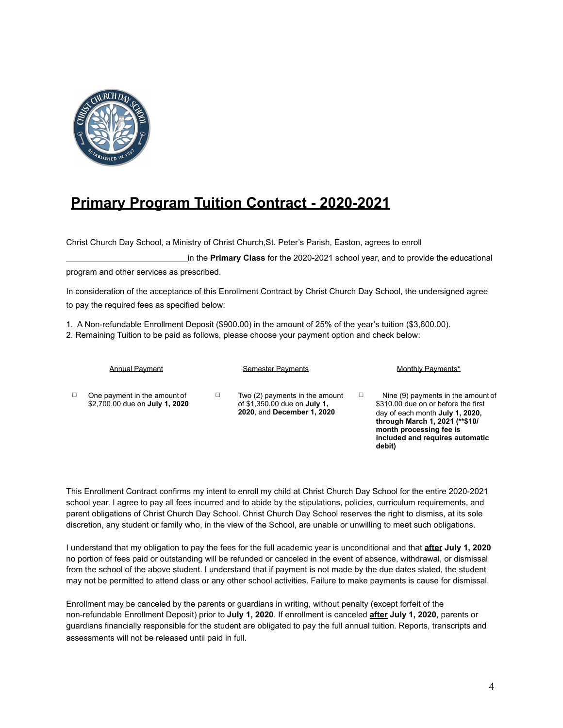# Primary Program Tuition Contract - 2020-2021

Christ Church Day School, a Ministry of Christ Church,St. Peter's Parish, Easton, agrees to enroll ___________________________ in the **Primary Class** for the 2020-2021 school year, and to provide the educational program and other services as prescribed.

In consideration of the acceptance of this Enrollment Contract by Christ Church Day School, the undersigned agree to pay the required fees as specified below:

1. A Non-refundable Enrollment Deposit ($900.00) in the amount of 25% of the year's tuition ($3,600.00).
2. Remaining Tuition to be paid as follows, please choose your payment option and check below:

| Annual Payment | Semester Payments | Monthly Payments* |
|---|---|---|
| ☐ One payment in the amount of $2,700.00 due on **July 1, 2020** | ☐ Two (2) payments in the amount of $1,350.00 due on **July 1, 2020**, and **December 1, 2020** | ☐ Nine (9) payments in the amount of $310.00 due on or before the first day of each month **July 1, 2020, through March 1, 2021 (**$10/ month processing fee is included and requires automatic debit)** |

This Enrollment Contract confirms my intent to enroll my child at Christ Church Day School for the entire 2020-2021 school year. I agree to pay all fees incurred and to abide by the stipulations, policies, curriculum requirements, and parent obligations of Christ Church Day School. Christ Church Day School reserves the right to dismiss, at its sole discretion, any student or family who, in the view of the School, are unable or unwilling to meet such obligations.

I understand that my obligation to pay the fees for the full academic year is unconditional and that **after** **July 1, 2020** no portion of fees paid or outstanding will be refunded or canceled in the event of absence, withdrawal, or dismissal from the school of the above student. I understand that if payment is not made by the due dates stated, the student may not be permitted to attend class or any other school activities. Failure to make payments is cause for dismissal.

Enrollment may be canceled by the parents or guardians in writing, without penalty (except forfeit of the non-refundable Enrollment Deposit) prior to **July 1, 2020**. If enrollment is canceled **after** **July 1, 2020**, parents or guardians financially responsible for the student are obligated to pay the full annual tuition. Reports, transcripts and assessments will not be released until paid in full.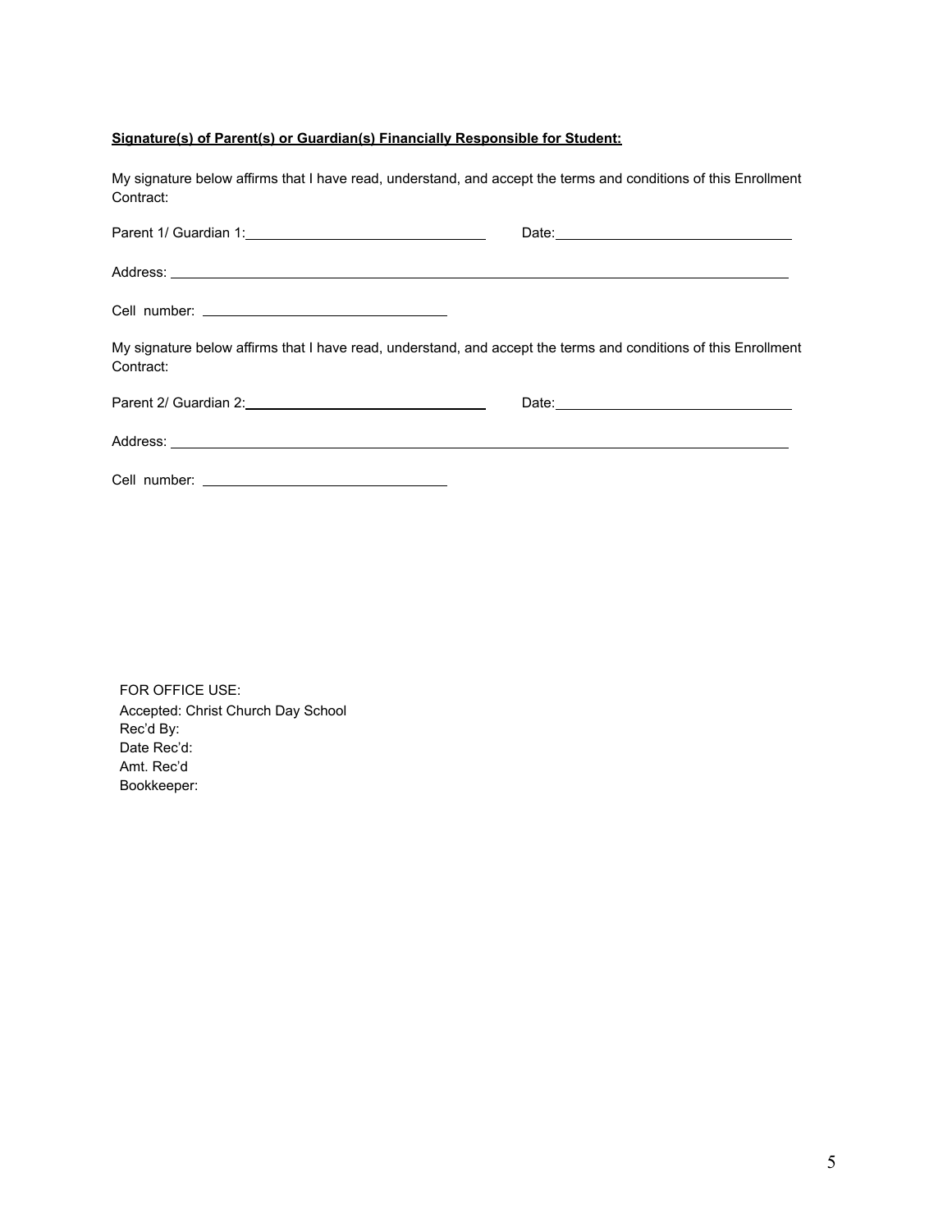**Signature(s) of Parent(s) or Guardian(s) Financially Responsible for Student:**

My signature below affirms that I have read, understand, and accept the terms and conditions of this Enrollment Contract:

Parent 1/ Guardian 1:\_\_\_\_\_\_\_\_\_\_\_\_\_\_\_\_\_\_\_\_\_\_\_\_\_\_\_\_\_\_ Date:\_\_\_\_\_\_\_\_\_\_\_\_\_\_\_\_\_\_\_\_\_\_\_\_\_\_\_\_\_\_

Address: \_\_\_\_\_\_\_\_\_\_\_\_\_\_\_\_\_\_\_\_\_\_\_\_\_\_\_\_\_\_\_\_\_\_\_\_\_\_\_\_\_\_\_\_\_\_\_\_\_\_\_\_\_\_\_\_\_\_\_\_\_\_\_\_\_\_\_\_\_\_\_\_

Cell number: \_\_\_\_\_\_\_\_\_\_\_\_\_\_\_\_\_\_\_\_\_\_\_\_\_\_\_\_\_\_

My signature below affirms that I have read, understand, and accept the terms and conditions of this Enrollment Contract:

Parent 2/ Guardian 2:\_\_\_\_\_\_\_\_\_\_\_\_\_\_\_\_\_\_\_\_\_\_\_\_\_\_\_\_\_\_ Date:\_\_\_\_\_\_\_\_\_\_\_\_\_\_\_\_\_\_\_\_\_\_\_\_\_\_\_\_\_\_

Address: \_\_\_\_\_\_\_\_\_\_\_\_\_\_\_\_\_\_\_\_\_\_\_\_\_\_\_\_\_\_\_\_\_\_\_\_\_\_\_\_\_\_\_\_\_\_\_\_\_\_\_\_\_\_\_\_\_\_\_\_\_\_\_\_\_\_\_\_\_\_\_\_

Cell number: \_\_\_\_\_\_\_\_\_\_\_\_\_\_\_\_\_\_\_\_\_\_\_\_\_\_\_\_\_\_

FOR OFFICE USE:
Accepted: Christ Church Day School
Rec'd By:
Date Rec'd:
Amt. Rec'd
Bookkeeper: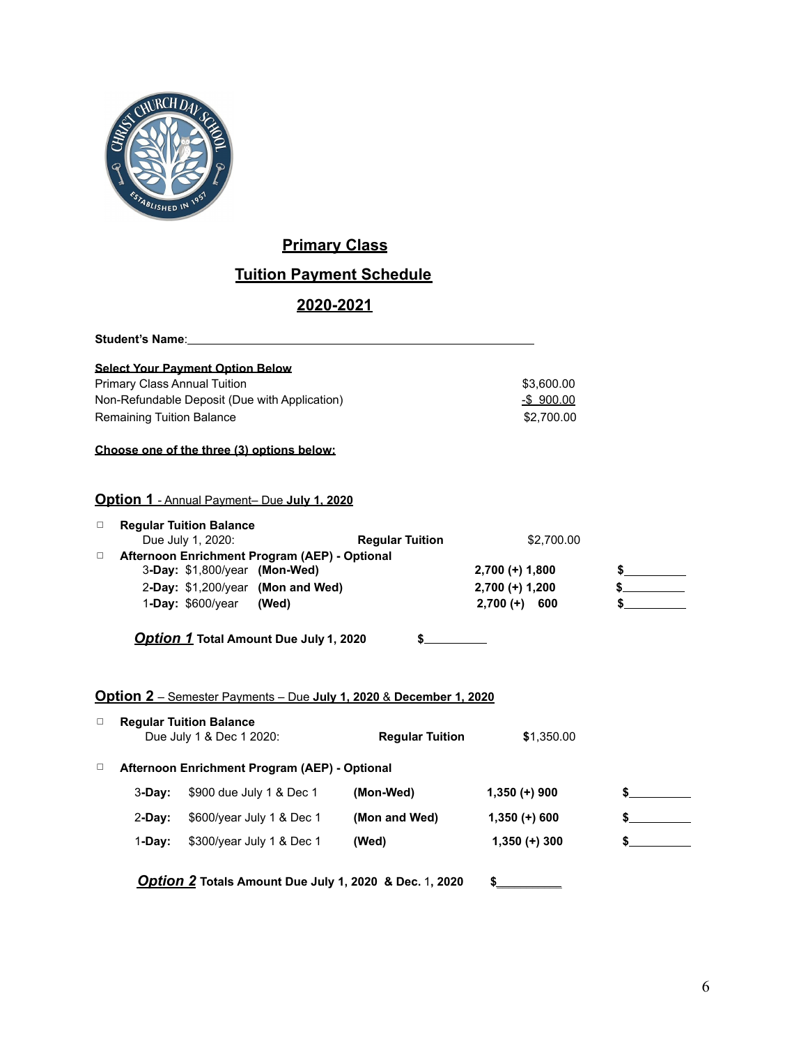# Primary Class

## Tuition Payment Schedule

## 2020-2021

**Student's Name**:\_\_\_\_\_\_\_\_\_\_\_\_\_\_\_\_\_\_\_\_\_\_\_\_\_\_\_\_\_\_\_\_\_\_\_\_\_\_\_\_\_\_\_\_\_\_\_\_

**Select Your Payment Option Below**

| | |
|---|---|
| Primary Class Annual Tuition | $3,600.00 |
| Non-Refundable Deposit (Due with Application) | -$ 900.00 |
| Remaining Tuition Balance | $2,700.00 |

**Choose one of the three (3) options below:**

### Option 1 - Annual Payment– Due July 1, 2020

☐ **Regular Tuition Balance**

| | | | |
|---|---|---|---|
| Due July 1, 2020: | **Regular Tuition** | $2,700.00 | |

☐ **Afternoon Enrichment Program (AEP) - Optional**

| | | | |
|---|---|---|---|
| 3-**Day:** $1,800/year | **(Mon-Wed)** | **2,700 (+) 1,800** | $\_\_\_\_\_\_\_\_\_ |
| 2-**Day:** $1,200/year | **(Mon and Wed)** | **2,700 (+) 1,200** | $\_\_\_\_\_\_\_\_\_ |
| 1-**Day:** $600/year | **(Wed)** | **2,700 (+) 600** | $\_\_\_\_\_\_\_\_\_ |

***Option 1*** **Total Amount Due July 1, 2020** $\_\_\_\_\_\_\_\_\_\_

### Option 2 – Semester Payments – Due July 1, 2020 & December 1, 2020

☐ **Regular Tuition Balance**

| | | | |
|---|---|---|---|
| Due July 1 & Dec 1 2020: | **Regular Tuition** | **$**1,350.00 | |

☐ **Afternoon Enrichment Program (AEP) - Optional**

| | | | | |
|---|---|---|---|---|
| 3-**Day:** | $900 due July 1 & Dec 1 | **(Mon-Wed)** | **1,350 (+) 900** | $\_\_\_\_\_\_\_\_\_ |
| 2-**Day:** | $600/year July 1 & Dec 1 | **(Mon and Wed)** | **1,350 (+) 600** | $\_\_\_\_\_\_\_\_\_ |
| 1-**Day:** | $300/year July 1 & Dec 1 | **(Wed)** | **1,350 (+) 300** | $\_\_\_\_\_\_\_\_\_ |

***Option 2*** **Totals Amount Due July 1, 2020 & Dec. 1, 2020** $\_\_\_\_\_\_\_\_\_\_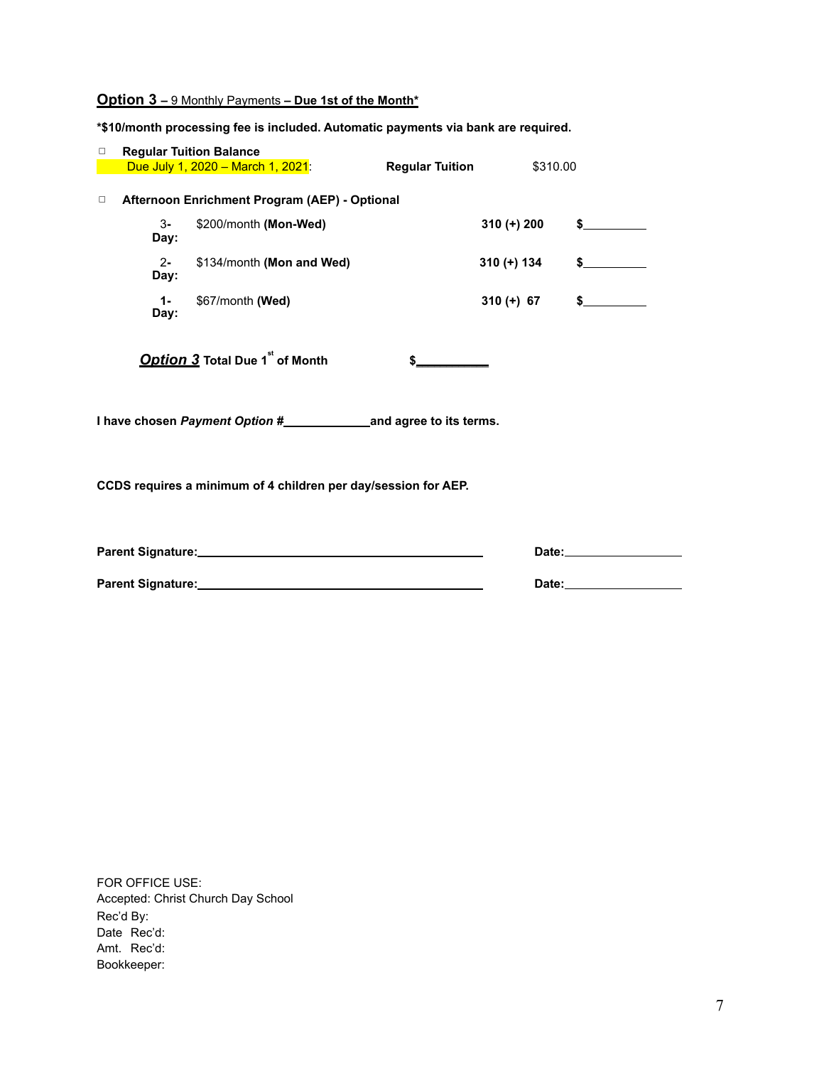**Option 3 – 9 Monthly Payments – Due 1st of the Month***

***$10/month processing fee is included. Automatic payments via bank are required.**

☐ **Regular Tuition Balance**
Due July 1, 2020 – March 1, 2021: **Regular Tuition** $310.00

☐ **Afternoon Enrichment Program (AEP) - Optional**

| | | | |
|---|---|---|---|
| **3-Day:** | $200/month **(Mon-Wed)** | **310 (+) 200** | **$\_\_\_\_\_\_\_\_\_\_** |
| **2-Day:** | $134/month **(Mon and Wed)** | **310 (+) 134** | **$\_\_\_\_\_\_\_\_\_\_** |
| **1-Day:** | $67/month **(Wed)** | **310 (+) 67** | **$\_\_\_\_\_\_\_\_\_\_** |

***Option 3*** **Total Due 1st of Month** **$\_\_\_\_\_\_\_\_\_\_\_**

**I have chosen *Payment Option #*\_\_\_\_\_\_\_\_\_\_\_\_\_and agree to its terms.**

**CCDS requires a minimum of 4 children per day/session for AEP.**

**Parent Signature:**\_\_\_\_\_\_\_\_\_\_\_\_\_\_\_\_\_\_\_\_\_\_\_\_\_\_\_\_\_\_\_\_\_\_\_\_\_\_\_\_\_\_\_ **Date:**\_\_\_\_\_\_\_\_\_\_\_\_\_\_\_\_\_\_

**Parent Signature:**\_\_\_\_\_\_\_\_\_\_\_\_\_\_\_\_\_\_\_\_\_\_\_\_\_\_\_\_\_\_\_\_\_\_\_\_\_\_\_\_\_\_\_ **Date:**\_\_\_\_\_\_\_\_\_\_\_\_\_\_\_\_\_\_

FOR OFFICE USE:
Accepted: Christ Church Day School
Rec'd By:
Date Rec'd:
Amt. Rec'd:
Bookkeeper: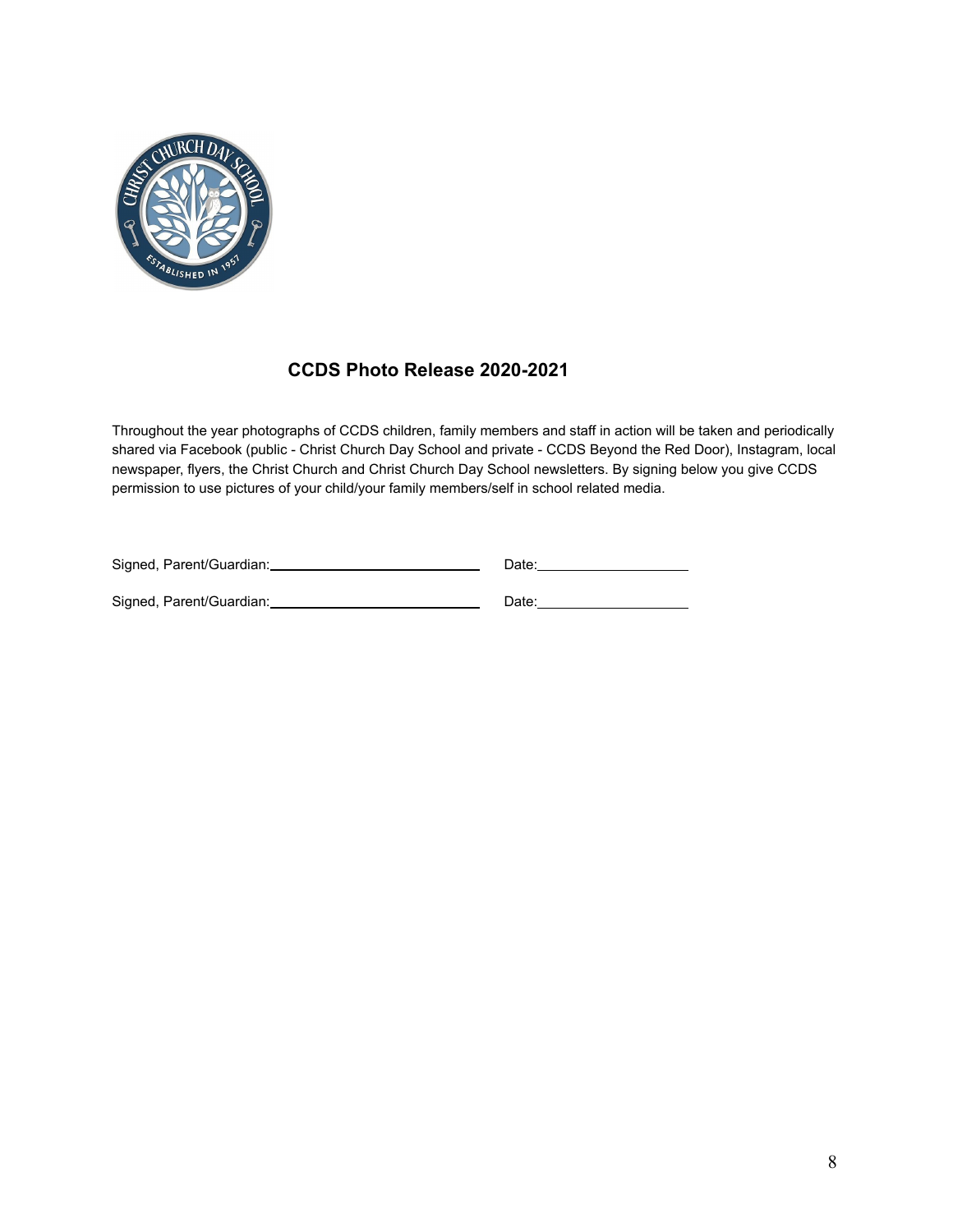## CCDS Photo Release 2020-2021

Throughout the year photographs of CCDS children, family members and staff in action will be taken and periodically shared via Facebook (public - Christ Church Day School and private - CCDS Beyond the Red Door), Instagram, local newspaper, flyers, the Christ Church and Christ Church Day School newsletters. By signing below you give CCDS permission to use pictures of your child/your family members/self in school related media.

Signed, Parent/Guardian:______________________________ Date:____________________

Signed, Parent/Guardian:______________________________ Date:____________________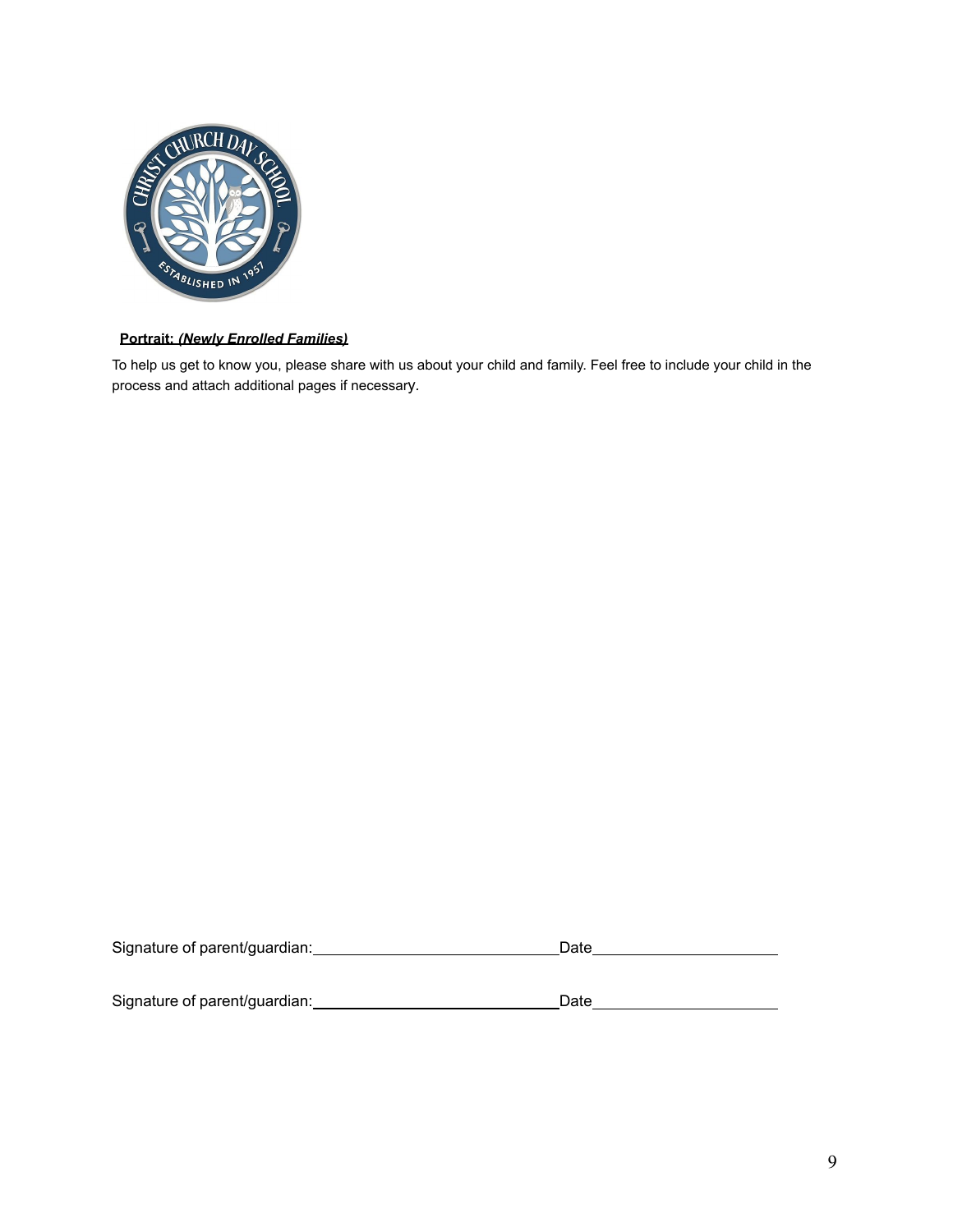**Portrait: *(Newly Enrolled Families)***

To help us get to know you, please share with us about your child and family. Feel free to include your child in the process and attach additional pages if necessary.

Signature of parent/guardian:\_\_\_\_\_\_\_\_\_\_\_\_\_\_\_\_\_\_\_\_\_\_\_\_\_\_\_\_\_\_Date\_\_\_\_\_\_\_\_\_\_\_\_\_\_\_\_\_\_\_\_\_\_\_

Signature of parent/guardian:\_\_\_\_\_\_\_\_\_\_\_\_\_\_\_\_\_\_\_\_\_\_\_\_\_\_\_\_\_\_Date\_\_\_\_\_\_\_\_\_\_\_\_\_\_\_\_\_\_\_\_\_\_\_